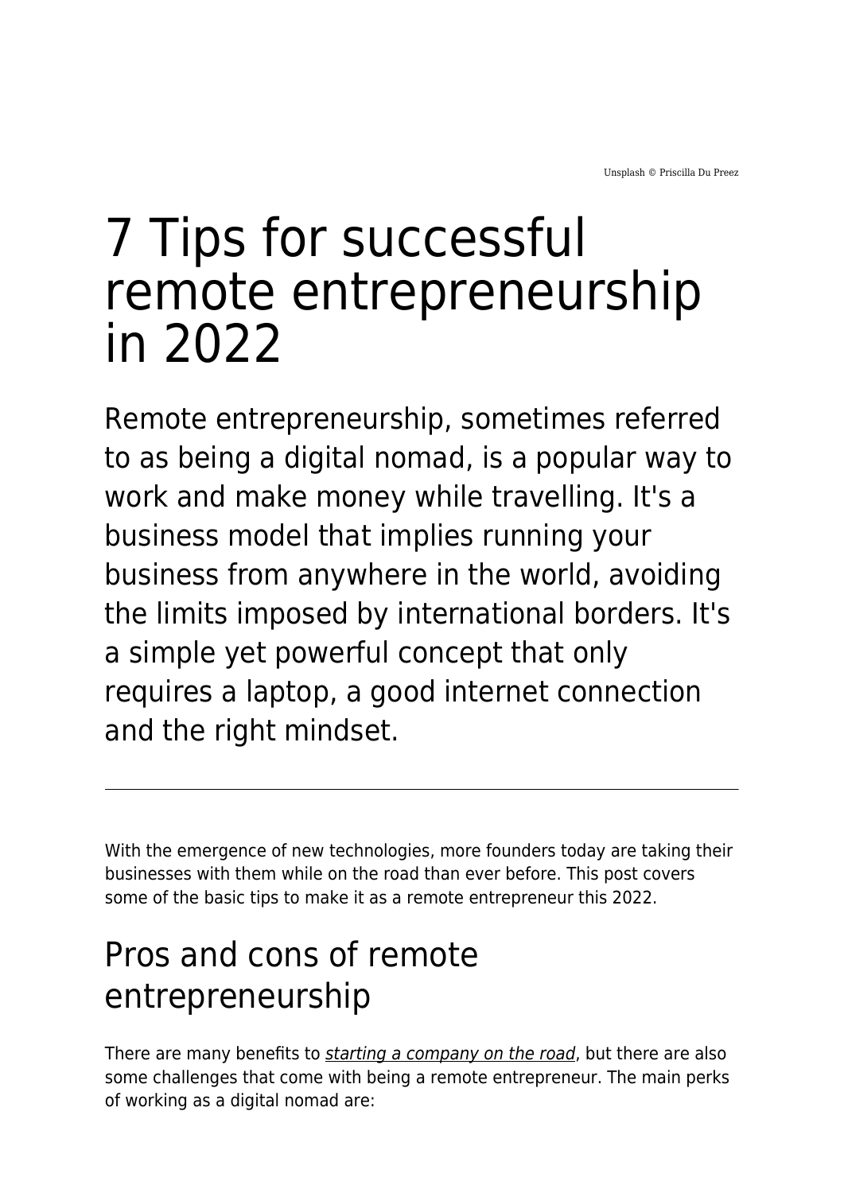Unsplash © Priscilla Du Preez

# 7 Tips for successful remote entrepreneurship in 2022

Remote entrepreneurship, sometimes referred to as being a digital nomad, is a popular way to work and make money while travelling. It's a business model that implies running your business from anywhere in the world, avoiding the limits imposed by international borders. It's a simple yet powerful concept that only requires a laptop, a good internet connection and the right mindset.

---

With the emergence of new technologies, more founders today are taking their businesses with them while on the road than ever before. This post covers some of the basic tips to make it as a remote entrepreneur this 2022.

## Pros and cons of remote entrepreneurship

There are many benefits to *starting a company on the road*, but there are also some challenges that come with being a remote entrepreneur. The main perks of working as a digital nomad are: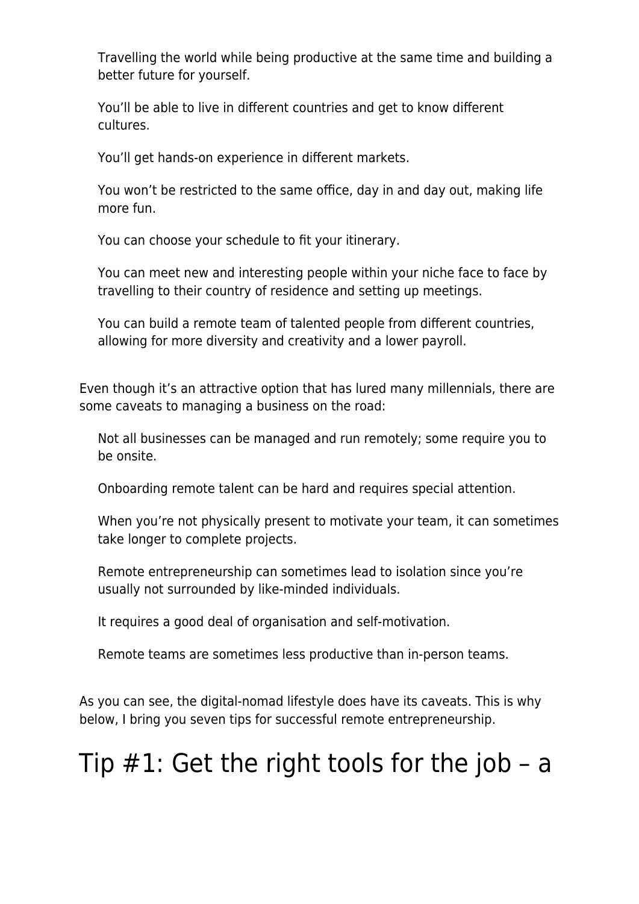- Travelling the world while being productive at the same time and building a better future for yourself.
- You'll be able to live in different countries and get to know different cultures.
- You'll get hands-on experience in different markets.
- You won't be restricted to the same office, day in and day out, making life more fun.
- You can choose your schedule to fit your itinerary.
- You can meet new and interesting people within your niche face to face by travelling to their country of residence and setting up meetings.
- You can build a remote team of talented people from different countries, allowing for more diversity and creativity and a lower payroll.

Even though it's an attractive option that has lured many millennials, there are some caveats to managing a business on the road:

- Not all businesses can be managed and run remotely; some require you to be onsite.
- Onboarding remote talent can be hard and requires special attention.
- When you're not physically present to motivate your team, it can sometimes take longer to complete projects.
- Remote entrepreneurship can sometimes lead to isolation since you're usually not surrounded by like-minded individuals.
- It requires a good deal of organisation and self-motivation.
- Remote teams are sometimes less productive than in-person teams.

As you can see, the digital-nomad lifestyle does have its caveats. This is why below, I bring you seven tips for successful remote entrepreneurship.

# Tip #1: Get the right tools for the job – a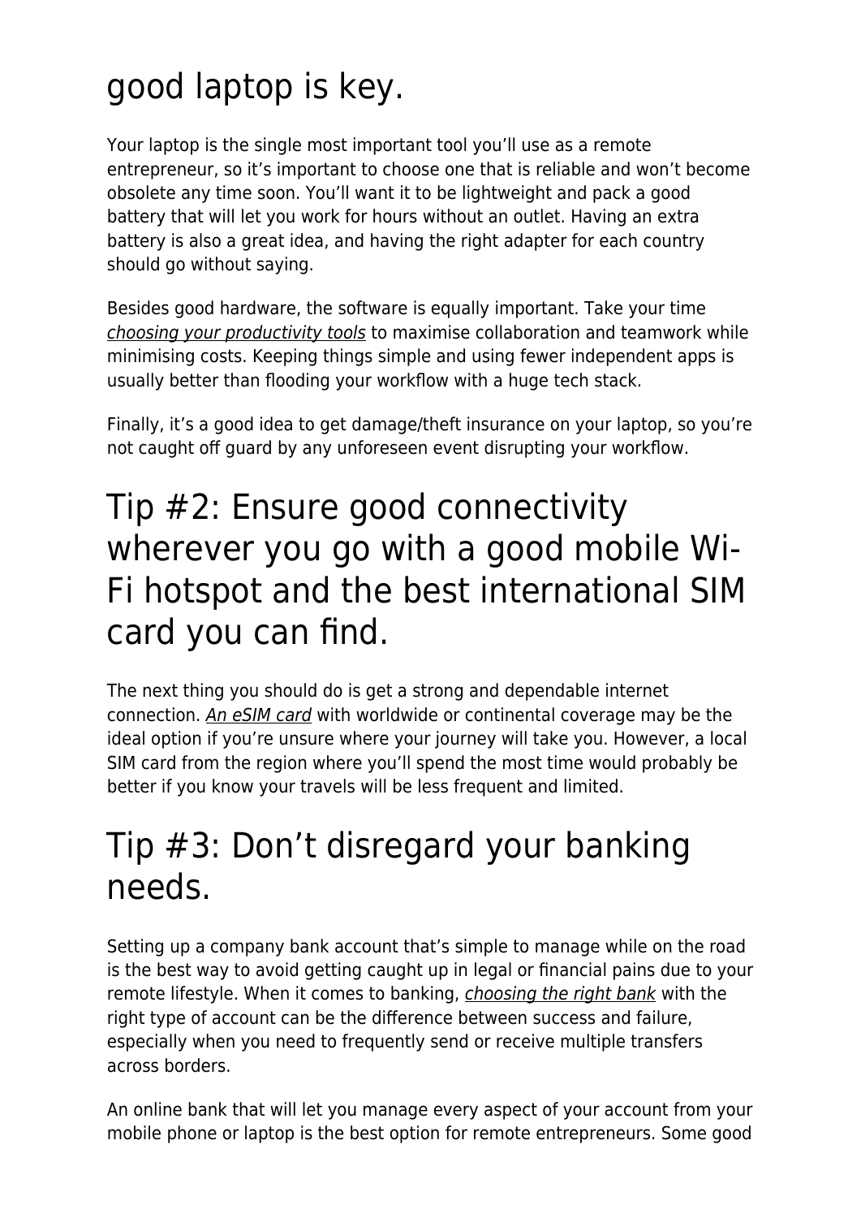# good laptop is key.

Your laptop is the single most important tool you'll use as a remote entrepreneur, so it's important to choose one that is reliable and won't become obsolete any time soon. You'll want it to be lightweight and pack a good battery that will let you work for hours without an outlet. Having an extra battery is also a great idea, and having the right adapter for each country should go without saying.

Besides good hardware, the software is equally important. Take your time *choosing your productivity tools* to maximise collaboration and teamwork while minimising costs. Keeping things simple and using fewer independent apps is usually better than flooding your workflow with a huge tech stack.

Finally, it's a good idea to get damage/theft insurance on your laptop, so you're not caught off guard by any unforeseen event disrupting your workflow.

# Tip #2: Ensure good connectivity wherever you go with a good mobile Wi-Fi hotspot and the best international SIM card you can find.

The next thing you should do is get a strong and dependable internet connection. *An eSIM card* with worldwide or continental coverage may be the ideal option if you're unsure where your journey will take you. However, a local SIM card from the region where you'll spend the most time would probably be better if you know your travels will be less frequent and limited.

# Tip #3: Don't disregard your banking needs.

Setting up a company bank account that's simple to manage while on the road is the best way to avoid getting caught up in legal or financial pains due to your remote lifestyle. When it comes to banking, *choosing the right bank* with the right type of account can be the difference between success and failure, especially when you need to frequently send or receive multiple transfers across borders.

An online bank that will let you manage every aspect of your account from your mobile phone or laptop is the best option for remote entrepreneurs. Some good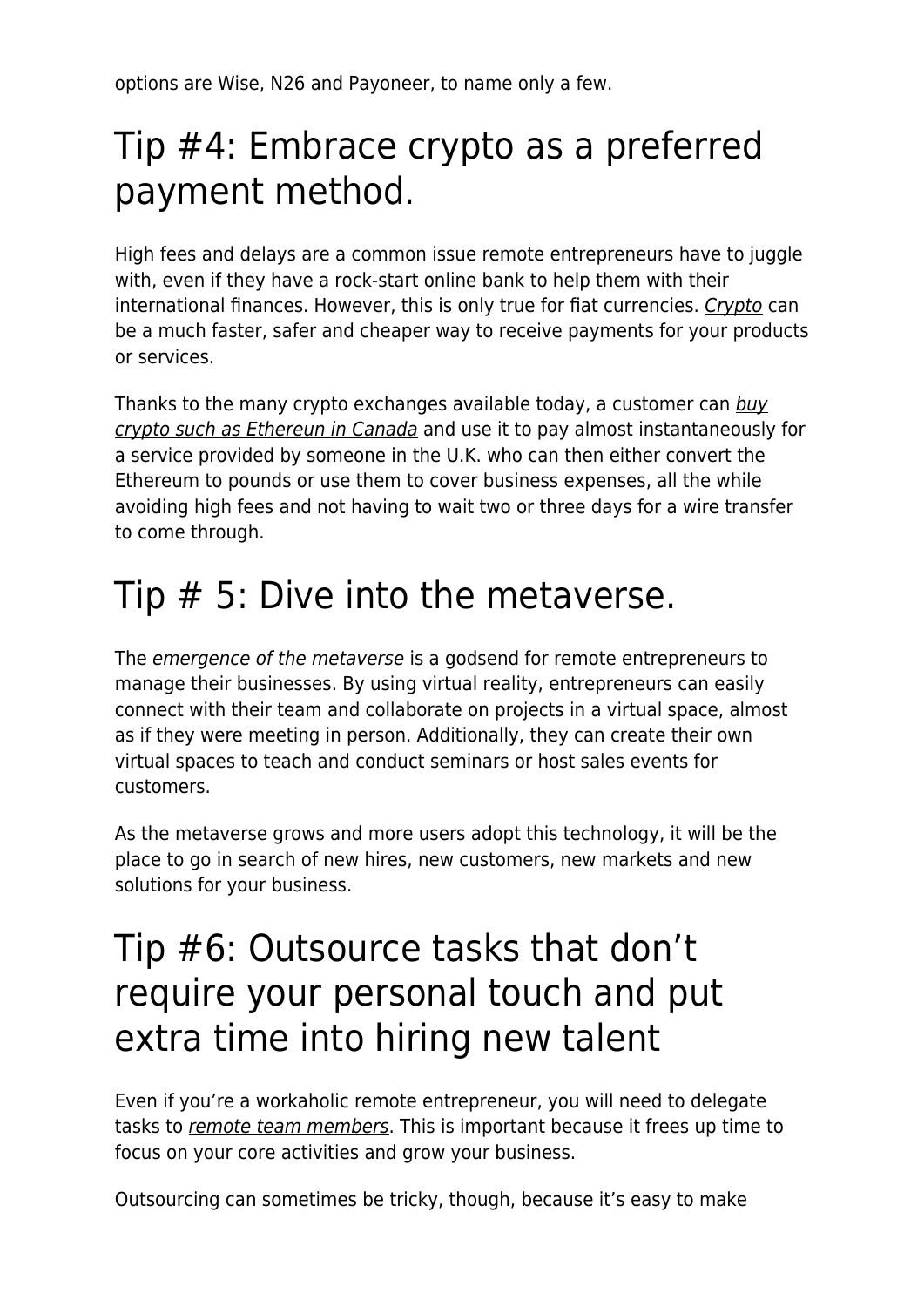options are Wise, N26 and Payoneer, to name only a few.

## Tip #4: Embrace crypto as a preferred payment method.

High fees and delays are a common issue remote entrepreneurs have to juggle with, even if they have a rock-start online bank to help them with their international finances. However, this is only true for fiat currencies. *Crypto* can be a much faster, safer and cheaper way to receive payments for your products or services.

Thanks to the many crypto exchanges available today, a customer can *buy crypto such as Ethereun in Canada* and use it to pay almost instantaneously for a service provided by someone in the U.K. who can then either convert the Ethereum to pounds or use them to cover business expenses, all the while avoiding high fees and not having to wait two or three days for a wire transfer to come through.

## Tip # 5: Dive into the metaverse.

The *emergence of the metaverse* is a godsend for remote entrepreneurs to manage their businesses. By using virtual reality, entrepreneurs can easily connect with their team and collaborate on projects in a virtual space, almost as if they were meeting in person. Additionally, they can create their own virtual spaces to teach and conduct seminars or host sales events for customers.

As the metaverse grows and more users adopt this technology, it will be the place to go in search of new hires, new customers, new markets and new solutions for your business.

## Tip #6: Outsource tasks that don't require your personal touch and put extra time into hiring new talent

Even if you're a workaholic remote entrepreneur, you will need to delegate tasks to *remote team members*. This is important because it frees up time to focus on your core activities and grow your business.

Outsourcing can sometimes be tricky, though, because it's easy to make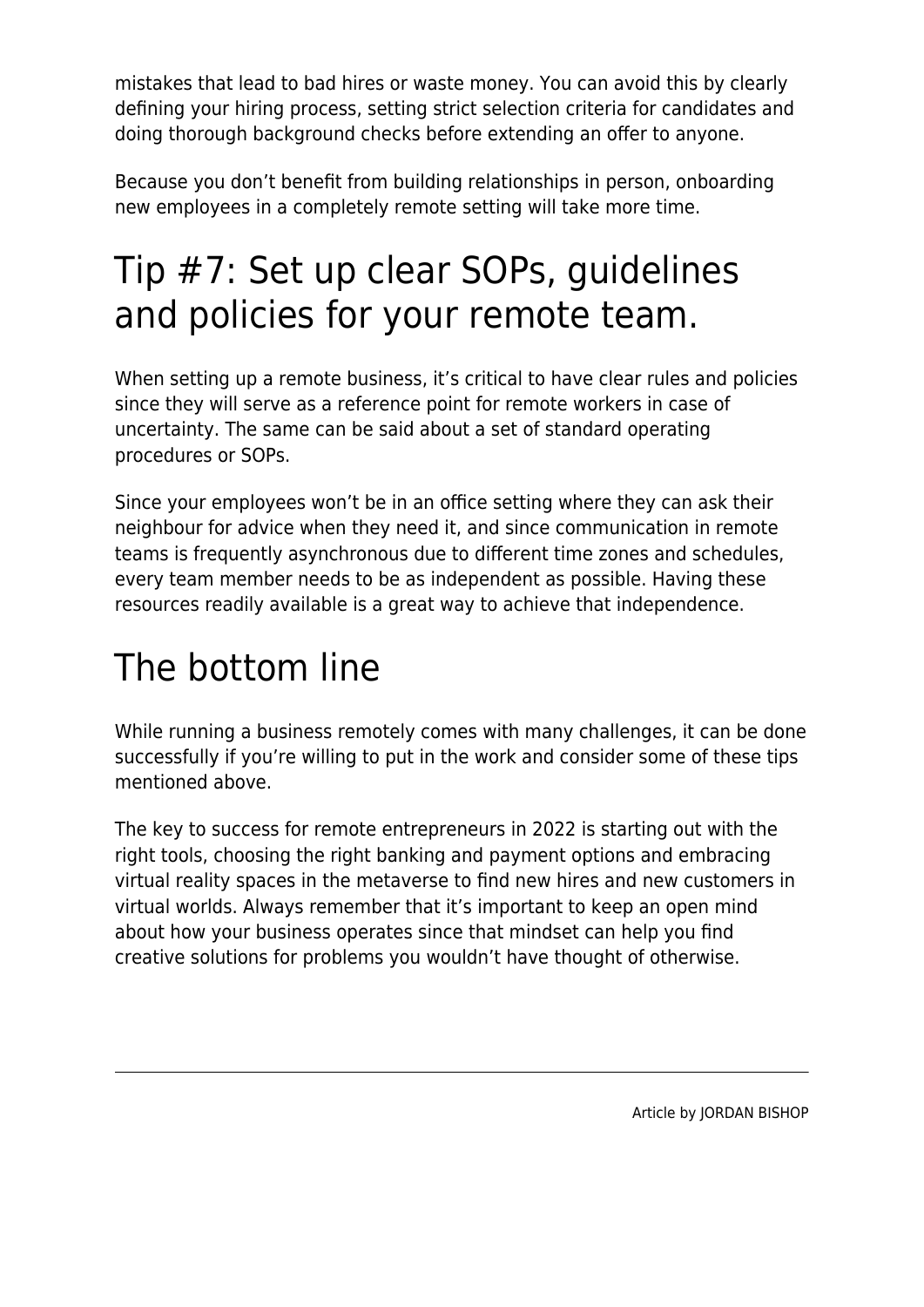mistakes that lead to bad hires or waste money. You can avoid this by clearly defining your hiring process, setting strict selection criteria for candidates and doing thorough background checks before extending an offer to anyone.

Because you don't benefit from building relationships in person, onboarding new employees in a completely remote setting will take more time.

## Tip #7: Set up clear SOPs, guidelines and policies for your remote team.

When setting up a remote business, it's critical to have clear rules and policies since they will serve as a reference point for remote workers in case of uncertainty. The same can be said about a set of standard operating procedures or SOPs.

Since your employees won't be in an office setting where they can ask their neighbour for advice when they need it, and since communication in remote teams is frequently asynchronous due to different time zones and schedules, every team member needs to be as independent as possible. Having these resources readily available is a great way to achieve that independence.

## The bottom line

While running a business remotely comes with many challenges, it can be done successfully if you're willing to put in the work and consider some of these tips mentioned above.

The key to success for remote entrepreneurs in 2022 is starting out with the right tools, choosing the right banking and payment options and embracing virtual reality spaces in the metaverse to find new hires and new customers in virtual worlds. Always remember that it's important to keep an open mind about how your business operates since that mindset can help you find creative solutions for problems you wouldn't have thought of otherwise.

---

Article by JORDAN BISHOP